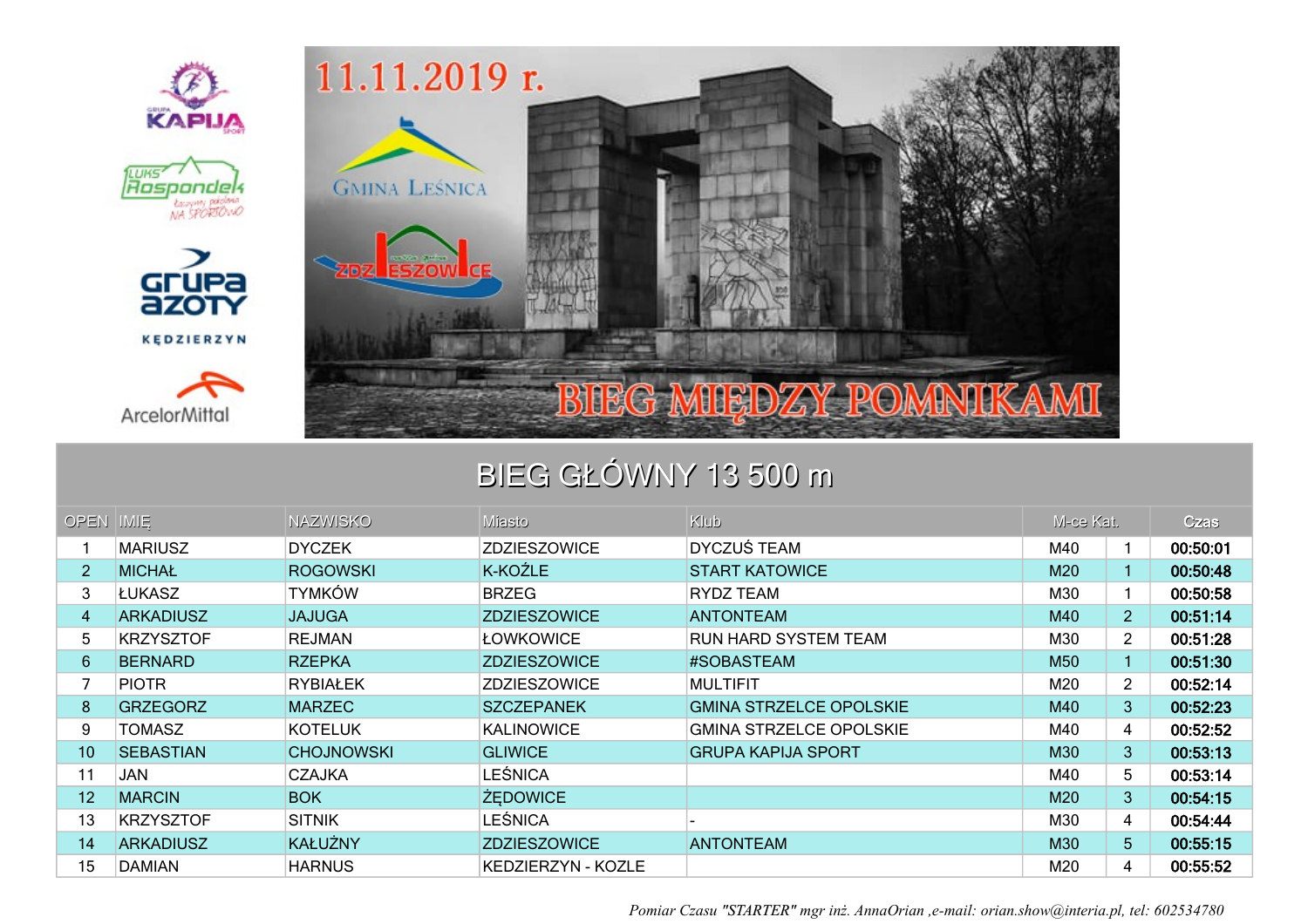11.11.2019 r.

GMINA LEŚNICA

ZDZIESZOWICE

GRUPA KAPIJA SPORT

LUKS Rospondek

Grupa Azoty KĘDZIERZYN

ArcelorMittal

# BIEG MIĘDZY POMNIKAMI

## BIEG GŁÓWNY 13 500 m

| OPEN | IMIĘ | NAZWISKO | Miasto | Klub | M-ce Kat. | | Czas |
|---|---|---|---|---|---|---|---|
| 1 | MARIUSZ | DYCZEK | ZDZIESZOWICE | DYCZUŚ TEAM | M40 | 1 | 00:50:01 |
| 2 | MICHAŁ | ROGOWSKI | K-KOŹLE | START KATOWICE | M20 | 1 | 00:50:48 |
| 3 | ŁUKASZ | TYMKÓW | BRZEG | RYDZ TEAM | M30 | 1 | 00:50:58 |
| 4 | ARKADIUSZ | JAJUGA | ZDZIESZOWICE | ANTONTEAM | M40 | 2 | 00:51:14 |
| 5 | KRZYSZTOF | REJMAN | ŁOWKOWICE | RUN HARD SYSTEM TEAM | M30 | 2 | 00:51:28 |
| 6 | BERNARD | RZEPKA | ZDZIESZOWICE | #SOBASTEAM | M50 | 1 | 00:51:30 |
| 7 | PIOTR | RYBIAŁEK | ZDZIESZOWICE | MULTIFIT | M20 | 2 | 00:52:14 |
| 8 | GRZEGORZ | MARZEC | SZCZEPANEK | GMINA STRZELCE OPOLSKIE | M40 | 3 | 00:52:23 |
| 9 | TOMASZ | KOTELUK | KALINOWICE | GMINA STRZELCE OPOLSKIE | M40 | 4 | 00:52:52 |
| 10 | SEBASTIAN | CHOJNOWSKI | GLIWICE | GRUPA KAPIJA SPORT | M30 | 3 | 00:53:13 |
| 11 | JAN | CZAJKA | LEŚNICA | | M40 | 5 | 00:53:14 |
| 12 | MARCIN | BOK | ŻĘDOWICE | | M20 | 3 | 00:54:15 |
| 13 | KRZYSZTOF | SITNIK | LEŚNICA | - | M30 | 4 | 00:54:44 |
| 14 | ARKADIUSZ | KAŁUŻNY | ZDZIESZOWICE | ANTONTEAM | M30 | 5 | 00:55:15 |
| 15 | DAMIAN | HARNUS | KEDZIERZYN - KOZLE | | M20 | 4 | 00:55:52 |

*Pomiar Czasu "STARTER" mgr inż. AnnaOrian ,e-mail: orian.show@interia.pl, tel: 602534780*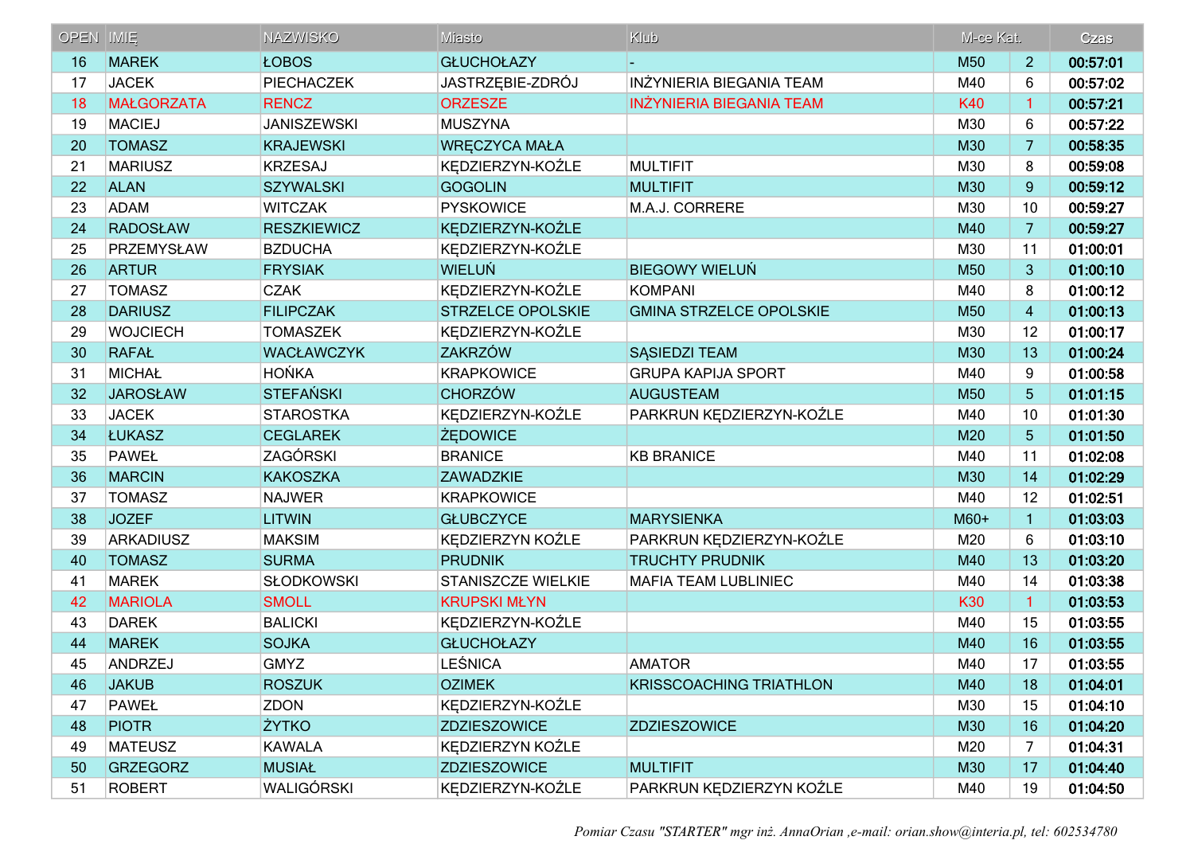| OPEN | IMIĘ | NAZWISKO | Miasto | Klub | M-ce Kat. | | Czas |
|---|---|---|---|---|---|---|---|
| 16 | MAREK | ŁOBOS | GŁUCHOŁAZY | - | M50 | 2 | 00:57:01 |
| 17 | JACEK | PIECHACZEK | JASTRZĘBIE-ZDRÓJ | INŻYNIERIA BIEGANIA TEAM | M40 | 6 | 00:57:02 |
| 18 | MAŁGORZATA | RENCZ | ORZESZE | INŻYNIERIA BIEGANIA TEAM | K40 | 1 | 00:57:21 |
| 19 | MACIEJ | JANISZEWSKI | MUSZYNA | | M30 | 6 | 00:57:22 |
| 20 | TOMASZ | KRAJEWSKI | WRĘCZYCA MAŁA | | M30 | 7 | 00:58:35 |
| 21 | MARIUSZ | KRZESAJ | KĘDZIERZYN-KOŹLE | MULTIFIT | M30 | 8 | 00:59:08 |
| 22 | ALAN | SZYWALSKI | GOGOLIN | MULTIFIT | M30 | 9 | 00:59:12 |
| 23 | ADAM | WITCZAK | PYSKOWICE | M.A.J. CORRERE | M30 | 10 | 00:59:27 |
| 24 | RADOSŁAW | RESZKIEWICZ | KĘDZIERZYN-KOŹLE | | M40 | 7 | 00:59:27 |
| 25 | PRZEMYSŁAW | BZDUCHA | KĘDZIERZYN-KOŹLE | | M30 | 11 | 01:00:01 |
| 26 | ARTUR | FRYSIAK | WIELUŃ | BIEGOWY WIELUŃ | M50 | 3 | 01:00:10 |
| 27 | TOMASZ | CZAK | KĘDZIERZYN-KOŹLE | KOMPANI | M40 | 8 | 01:00:12 |
| 28 | DARIUSZ | FILIPCZAK | STRZELCE OPOLSKIE | GMINA STRZELCE OPOLSKIE | M50 | 4 | 01:00:13 |
| 29 | WOJCIECH | TOMASZEK | KĘDZIERZYN-KOŹLE | | M30 | 12 | 01:00:17 |
| 30 | RAFAŁ | WACŁAWCZYK | ZAKRZÓW | SĄSIEDZI TEAM | M30 | 13 | 01:00:24 |
| 31 | MICHAŁ | HOŃKA | KRAPKOWICE | GRUPA KAPIJA SPORT | M40 | 9 | 01:00:58 |
| 32 | JAROSŁAW | STEFAŃSKI | CHORZÓW | AUGUSTEAM | M50 | 5 | 01:01:15 |
| 33 | JACEK | STAROSTKA | KĘDZIERZYN-KOŹLE | PARKRUN KĘDZIERZYN-KOŹLE | M40 | 10 | 01:01:30 |
| 34 | ŁUKASZ | CEGLAREK | ŻĘDOWICE | | M20 | 5 | 01:01:50 |
| 35 | PAWEŁ | ZAGÓRSKI | BRANICE | KB BRANICE | M40 | 11 | 01:02:08 |
| 36 | MARCIN | KAKOSZKA | ZAWADZKIE | | M30 | 14 | 01:02:29 |
| 37 | TOMASZ | NAJWER | KRAPKOWICE | | M40 | 12 | 01:02:51 |
| 38 | JOZEF | LITWIN | GŁUBCZYCE | MARYSIENKA | M60+ | 1 | 01:03:03 |
| 39 | ARKADIUSZ | MAKSIM | KĘDZIERZYN KOŹLE | PARKRUN KĘDZIERZYN-KOŹLE | M20 | 6 | 01:03:10 |
| 40 | TOMASZ | SURMA | PRUDNIK | TRUCHTY PRUDNIK | M40 | 13 | 01:03:20 |
| 41 | MAREK | SŁODKOWSKI | STANISZCZE WIELKIE | MAFIA TEAM LUBLINIEC | M40 | 14 | 01:03:38 |
| 42 | MARIOLA | SMOLL | KRUPSKI MŁYN | | K30 | 1 | 01:03:53 |
| 43 | DAREK | BALICKI | KĘDZIERZYN-KOŹLE | | M40 | 15 | 01:03:55 |
| 44 | MAREK | SOJKA | GŁUCHOŁAZY | | M40 | 16 | 01:03:55 |
| 45 | ANDRZEJ | GMYZ | LEŚNICA | AMATOR | M40 | 17 | 01:03:55 |
| 46 | JAKUB | ROSZUK | OZIMEK | KRISSCOACHING TRIATHLON | M40 | 18 | 01:04:01 |
| 47 | PAWEŁ | ZDON | KĘDZIERZYN-KOŹLE | | M30 | 15 | 01:04:10 |
| 48 | PIOTR | ŻYTKO | ZDZIESZOWICE | ZDZIESZOWICE | M30 | 16 | 01:04:20 |
| 49 | MATEUSZ | KAWALA | KĘDZIERZYN KOŹLE | | M20 | 7 | 01:04:31 |
| 50 | GRZEGORZ | MUSIAŁ | ZDZIESZOWICE | MULTIFIT | M30 | 17 | 01:04:40 |
| 51 | ROBERT | WALIGÓRSKI | KĘDZIERZYN-KOŹLE | PARKRUN KĘDZIERZYN KOŹLE | M40 | 19 | 01:04:50 |

*Pomiar Czasu "STARTER" mgr inż. AnnaOrian ,e-mail: orian.show@interia.pl, tel: 602534780*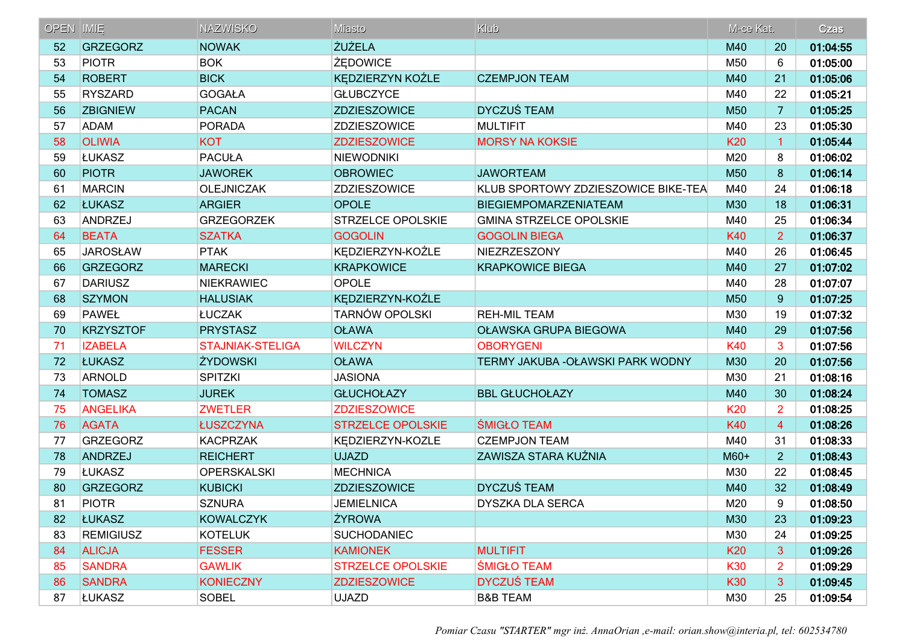| OPEN | IMIĘ | NAZWISKO | Miasto | Klub | M-ce Kat. | | Czas |
|---|---|---|---|---|---|---|---|
| 52 | GRZEGORZ | NOWAK | ŻUŻELA | | M40 | 20 | 01:04:55 |
| 53 | PIOTR | BOK | ŻĘDOWICE | | M50 | 6 | 01:05:00 |
| 54 | ROBERT | BICK | KĘDZIERZYN KOŹLE | CZEMPJON TEAM | M40 | 21 | 01:05:06 |
| 55 | RYSZARD | GOGAŁA | GŁUBCZYCE | | M40 | 22 | 01:05:21 |
| 56 | ZBIGNIEW | PACAN | ZDZIESZOWICE | DYCZUŚ TEAM | M50 | 7 | 01:05:25 |
| 57 | ADAM | PORADA | ZDZIESZOWICE | MULTIFIT | M40 | 23 | 01:05:30 |
| 58 | OLIWIA | KOT | ZDZIESZOWICE | MORSY NA KOKSIE | K20 | 1 | 01:05:44 |
| 59 | ŁUKASZ | PACUŁA | NIEWODNIKI | | M20 | 8 | 01:06:02 |
| 60 | PIOTR | JAWOREK | OBROWIEC | JAWORTEAM | M50 | 8 | 01:06:14 |
| 61 | MARCIN | OLEJNICZAK | ZDZIESZOWICE | KLUB SPORTOWY ZDZIESZOWICE BIKE-TEA | M40 | 24 | 01:06:18 |
| 62 | ŁUKASZ | ARGIER | OPOLE | BIEGIEMPOMARZENIATEAM | M30 | 18 | 01:06:31 |
| 63 | ANDRZEJ | GRZEGORZEK | STRZELCE OPOLSKIE | GMINA STRZELCE OPOLSKIE | M40 | 25 | 01:06:34 |
| 64 | BEATA | SZATKA | GOGOLIN | GOGOLIN BIEGA | K40 | 2 | 01:06:37 |
| 65 | JAROSŁAW | PTAK | KĘDZIERZYN-KOŹLE | NIEZRZESZONY | M40 | 26 | 01:06:45 |
| 66 | GRZEGORZ | MARECKI | KRAPKOWICE | KRAPKOWICE BIEGA | M40 | 27 | 01:07:02 |
| 67 | DARIUSZ | NIEKRAWIEC | OPOLE | | M40 | 28 | 01:07:07 |
| 68 | SZYMON | HALUSIAK | KĘDZIERZYN-KOŹLE | | M50 | 9 | 01:07:25 |
| 69 | PAWEŁ | ŁUCZAK | TARNÓW OPOLSKI | REH-MIL TEAM | M30 | 19 | 01:07:32 |
| 70 | KRZYSZTOF | PRYSTASZ | OŁAWA | OŁAWSKA GRUPA BIEGOWA | M40 | 29 | 01:07:56 |
| 71 | IZABELA | STAJNIAK-STELIGA | WILCZYN | OBORYGENI | K40 | 3 | 01:07:56 |
| 72 | ŁUKASZ | ŻYDOWSKI | OŁAWA | TERMY JAKUBA -OŁAWSKI PARK WODNY | M30 | 20 | 01:07:56 |
| 73 | ARNOLD | SPITZKI | JASIONA | | M30 | 21 | 01:08:16 |
| 74 | TOMASZ | JUREK | GŁUCHOŁAZY | BBL GŁUCHOŁAZY | M40 | 30 | 01:08:24 |
| 75 | ANGELIKA | ZWETLER | ZDZIESZOWICE | | K20 | 2 | 01:08:25 |
| 76 | AGATA | ŁUSZCZYNA | STRZELCE OPOLSKIE | ŚMIGŁO TEAM | K40 | 4 | 01:08:26 |
| 77 | GRZEGORZ | KACPRZAK | KĘDZIERZYN-KOZLE | CZEMPJON TEAM | M40 | 31 | 01:08:33 |
| 78 | ANDRZEJ | REICHERT | UJAZD | ZAWISZA STARA KUŹNIA | M60+ | 2 | 01:08:43 |
| 79 | ŁUKASZ | OPERSKALSKI | MECHNICA | | M30 | 22 | 01:08:45 |
| 80 | GRZEGORZ | KUBICKI | ZDZIESZOWICE | DYCZUŚ TEAM | M40 | 32 | 01:08:49 |
| 81 | PIOTR | SZNURA | JEMIELNICA | DYSZKA DLA SERCA | M20 | 9 | 01:08:50 |
| 82 | ŁUKASZ | KOWALCZYK | ŻYROWA | | M30 | 23 | 01:09:23 |
| 83 | REMIGIUSZ | KOTELUK | SUCHODANIEC | | M30 | 24 | 01:09:25 |
| 84 | ALICJA | FESSER | KAMIONEK | MULTIFIT | K20 | 3 | 01:09:26 |
| 85 | SANDRA | GAWLIK | STRZELCE OPOLSKIE | ŚMIGŁO TEAM | K30 | 2 | 01:09:29 |
| 86 | SANDRA | KONIECZNY | ZDZIESZOWICE | DYCZUŚ TEAM | K30 | 3 | 01:09:45 |
| 87 | ŁUKASZ | SOBEL | UJAZD | B&B TEAM | M30 | 25 | 01:09:54 |

*Pomiar Czasu "STARTER" mgr inż. AnnaOrian ,e-mail: orian.show@interia.pl, tel: 602534780*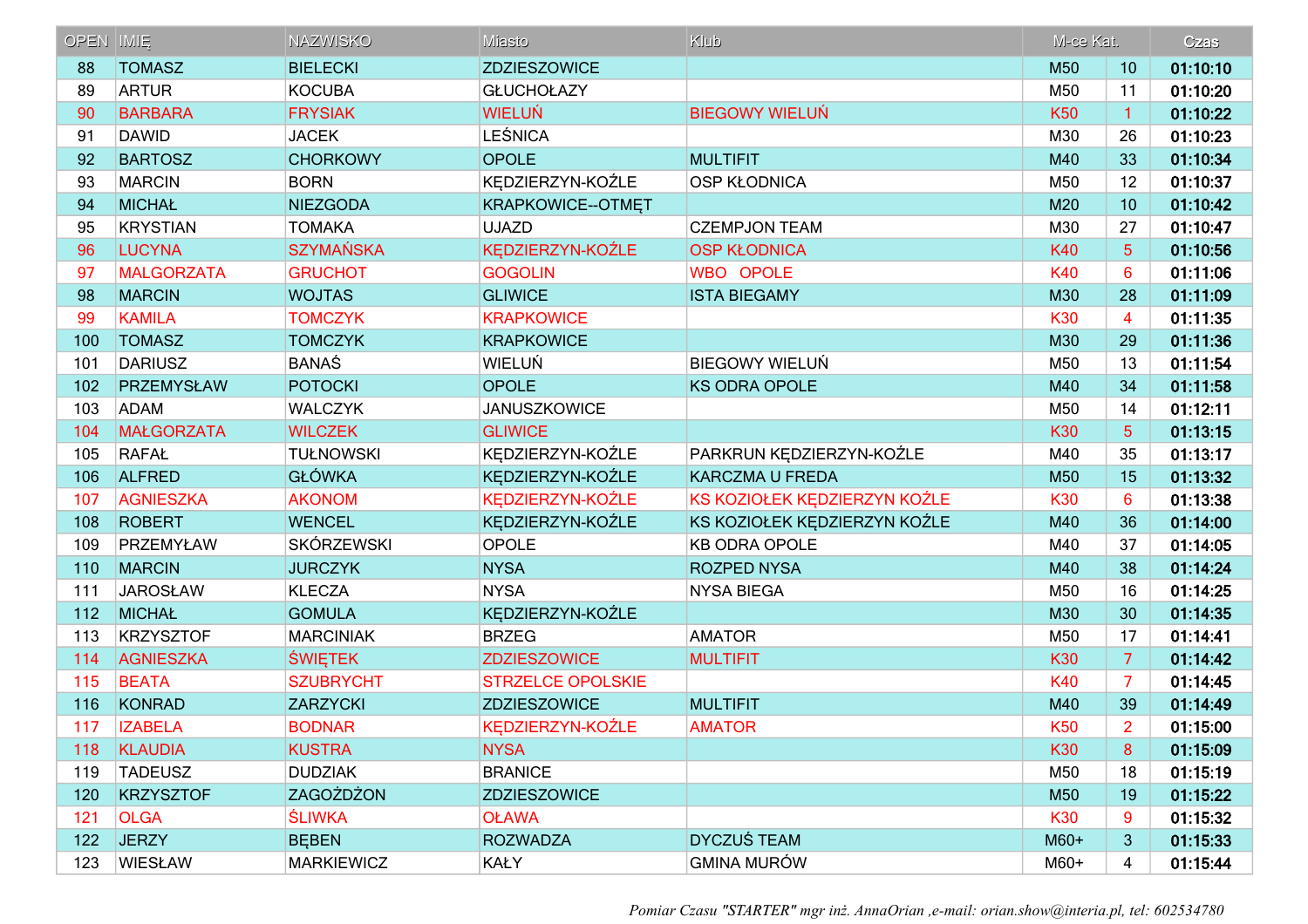| OPEN | IMIĘ | NAZWISKO | Miasto | Klub | M-ce Kat. | | Czas |
|---|---|---|---|---|---|---|---|
| 88 | TOMASZ | BIELECKI | ZDZIESZOWICE | | M50 | 10 | 01:10:10 |
| 89 | ARTUR | KOCUBA | GŁUCHOŁAZY | | M50 | 11 | 01:10:20 |
| 90 | BARBARA | FRYSIAK | WIELUŃ | BIEGOWY WIELUŃ | K50 | 1 | 01:10:22 |
| 91 | DAWID | JACEK | LEŚNICA | | M30 | 26 | 01:10:23 |
| 92 | BARTOSZ | CHORKOWY | OPOLE | MULTIFIT | M40 | 33 | 01:10:34 |
| 93 | MARCIN | BORN | KĘDZIERZYN-KOŹLE | OSP KŁODNICA | M50 | 12 | 01:10:37 |
| 94 | MICHAŁ | NIEZGODA | KRAPKOWICE--OTMĘT | | M20 | 10 | 01:10:42 |
| 95 | KRYSTIAN | TOMAKA | UJAZD | CZEMPJON TEAM | M30 | 27 | 01:10:47 |
| 96 | LUCYNA | SZYMAŃSKA | KĘDZIERZYN-KOŹLE | OSP KŁODNICA | K40 | 5 | 01:10:56 |
| 97 | MALGORZATA | GRUCHOT | GOGOLIN | WBO OPOLE | K40 | 6 | 01:11:06 |
| 98 | MARCIN | WOJTAS | GLIWICE | ISTA BIEGAMY | M30 | 28 | 01:11:09 |
| 99 | KAMILA | TOMCZYK | KRAPKOWICE | | K30 | 4 | 01:11:35 |
| 100 | TOMASZ | TOMCZYK | KRAPKOWICE | | M30 | 29 | 01:11:36 |
| 101 | DARIUSZ | BANAŚ | WIELUŃ | BIEGOWY WIELUŃ | M50 | 13 | 01:11:54 |
| 102 | PRZEMYSŁAW | POTOCKI | OPOLE | KS ODRA OPOLE | M40 | 34 | 01:11:58 |
| 103 | ADAM | WALCZYK | JANUSZKOWICE | | M50 | 14 | 01:12:11 |
| 104 | MAŁGORZATA | WILCZEK | GLIWICE | | K30 | 5 | 01:13:15 |
| 105 | RAFAŁ | TUŁNOWSKI | KĘDZIERZYN-KOŹLE | PARKRUN KĘDZIERZYN-KOŹLE | M40 | 35 | 01:13:17 |
| 106 | ALFRED | GŁÓWKA | KĘDZIERZYN-KOŹLE | KARCZMA U FREDA | M50 | 15 | 01:13:32 |
| 107 | AGNIESZKA | AKONOM | KĘDZIERZYN-KOŹLE | KS KOZIOŁEK KĘDZIERZYN KOŹLE | K30 | 6 | 01:13:38 |
| 108 | ROBERT | WENCEL | KĘDZIERZYN-KOŹLE | KS KOZIOŁEK KĘDZIERZYN KOŹLE | M40 | 36 | 01:14:00 |
| 109 | PRZEMYŁAW | SKÓRZEWSKI | OPOLE | KB ODRA OPOLE | M40 | 37 | 01:14:05 |
| 110 | MARCIN | JURCZYK | NYSA | ROZPED NYSA | M40 | 38 | 01:14:24 |
| 111 | JAROSŁAW | KLECZA | NYSA | NYSA BIEGA | M50 | 16 | 01:14:25 |
| 112 | MICHAŁ | GOMULA | KĘDZIERZYN-KOŹLE | | M30 | 30 | 01:14:35 |
| 113 | KRZYSZTOF | MARCINIAK | BRZEG | AMATOR | M50 | 17 | 01:14:41 |
| 114 | AGNIESZKA | ŚWIĘTEK | ZDZIESZOWICE | MULTIFIT | K30 | 7 | 01:14:42 |
| 115 | BEATA | SZUBRYCHT | STRZELCE OPOLSKIE | | K40 | 7 | 01:14:45 |
| 116 | KONRAD | ZARZYCKI | ZDZIESZOWICE | MULTIFIT | M40 | 39 | 01:14:49 |
| 117 | IZABELA | BODNAR | KĘDZIERZYN-KOŹLE | AMATOR | K50 | 2 | 01:15:00 |
| 118 | KLAUDIA | KUSTRA | NYSA | | K30 | 8 | 01:15:09 |
| 119 | TADEUSZ | DUDZIAK | BRANICE | | M50 | 18 | 01:15:19 |
| 120 | KRZYSZTOF | ZAGOŻDŻON | ZDZIESZOWICE | | M50 | 19 | 01:15:22 |
| 121 | OLGA | ŚLIWKA | OŁAWA | | K30 | 9 | 01:15:32 |
| 122 | JERZY | BĘBEN | ROZWADZA | DYCZUŚ TEAM | M60+ | 3 | 01:15:33 |
| 123 | WIESŁAW | MARKIEWICZ | KAŁY | GMINA MURÓW | M60+ | 4 | 01:15:44 |

*Pomiar Czasu "STARTER" mgr inż. AnnaOrian ,e-mail: orian.show@interia.pl, tel: 602534780*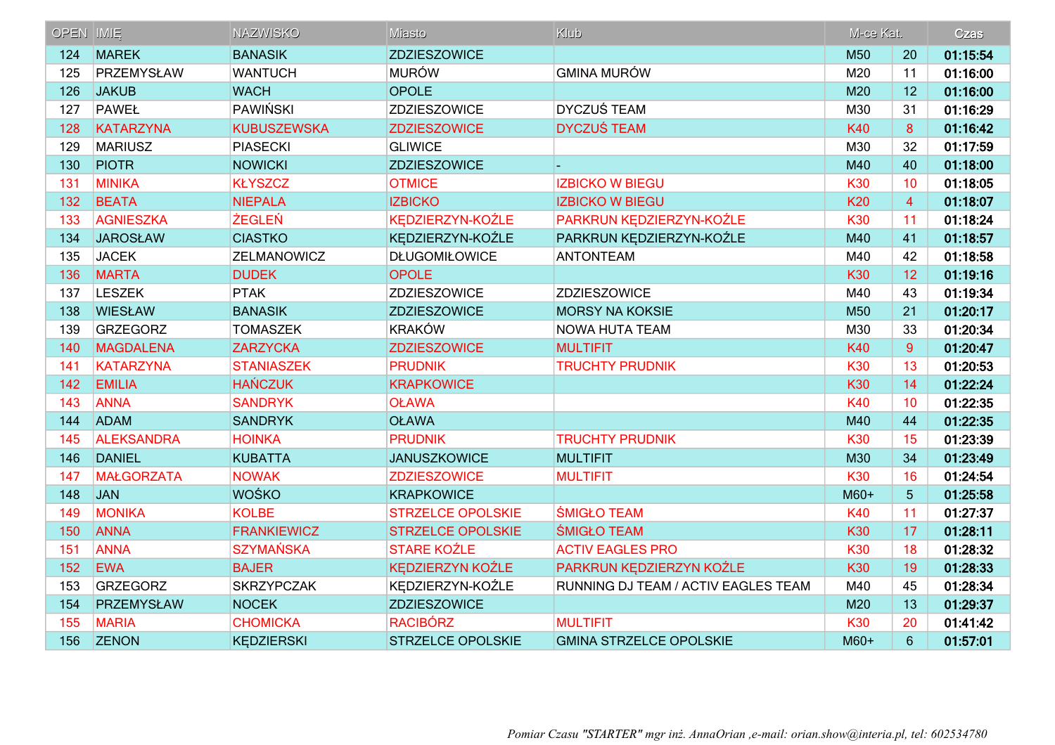| OPEN | IMIĘ | NAZWISKO | Miasto | Klub | M-ce Kat. | | Czas |
|---|---|---|---|---|---|---|---|
| 124 | MAREK | BANASIK | ZDZIESZOWICE | | M50 | 20 | 01:15:54 |
| 125 | PRZEMYSŁAW | WANTUCH | MURÓW | GMINA MURÓW | M20 | 11 | 01:16:00 |
| 126 | JAKUB | WACH | OPOLE | | M20 | 12 | 01:16:00 |
| 127 | PAWEŁ | PAWIŃSKI | ZDZIESZOWICE | DYCZUŚ TEAM | M30 | 31 | 01:16:29 |
| 128 | KATARZYNA | KUBUSZEWSKA | ZDZIESZOWICE | DYCZUŚ TEAM | K40 | 8 | 01:16:42 |
| 129 | MARIUSZ | PIASECKI | GLIWICE | | M30 | 32 | 01:17:59 |
| 130 | PIOTR | NOWICKI | ZDZIESZOWICE | - | M40 | 40 | 01:18:00 |
| 131 | MINIKA | KŁYSZCZ | OTMICE | IZBICKO W BIEGU | K30 | 10 | 01:18:05 |
| 132 | BEATA | NIEPALA | IZBICKO | IZBICKO W BIEGU | K20 | 4 | 01:18:07 |
| 133 | AGNIESZKA | ŻEGLEŃ | KĘDZIERZYN-KOŹLE | PARKRUN KĘDZIERZYN-KOŹLE | K30 | 11 | 01:18:24 |
| 134 | JAROSŁAW | CIASTKO | KĘDZIERZYN-KOŹLE | PARKRUN KĘDZIERZYN-KOŹLE | M40 | 41 | 01:18:57 |
| 135 | JACEK | ZELMANOWICZ | DŁUGOMIŁOWICE | ANTONTEAM | M40 | 42 | 01:18:58 |
| 136 | MARTA | DUDEK | OPOLE | | K30 | 12 | 01:19:16 |
| 137 | LESZEK | PTAK | ZDZIESZOWICE | ZDZIESZOWICE | M40 | 43 | 01:19:34 |
| 138 | WIESŁAW | BANASIK | ZDZIESZOWICE | MORSY NA KOKSIE | M50 | 21 | 01:20:17 |
| 139 | GRZEGORZ | TOMASZEK | KRAKÓW | NOWA HUTA TEAM | M30 | 33 | 01:20:34 |
| 140 | MAGDALENA | ZARZYCKA | ZDZIESZOWICE | MULTIFIT | K40 | 9 | 01:20:47 |
| 141 | KATARZYNA | STANIASZEK | PRUDNIK | TRUCHTY PRUDNIK | K30 | 13 | 01:20:53 |
| 142 | EMILIA | HAŃCZUK | KRAPKOWICE | | K30 | 14 | 01:22:24 |
| 143 | ANNA | SANDRYK | OŁAWA | | K40 | 10 | 01:22:35 |
| 144 | ADAM | SANDRYK | OŁAWA | | M40 | 44 | 01:22:35 |
| 145 | ALEKSANDRA | HOINKA | PRUDNIK | TRUCHTY PRUDNIK | K30 | 15 | 01:23:39 |
| 146 | DANIEL | KUBATTA | JANUSZKOWICE | MULTIFIT | M30 | 34 | 01:23:49 |
| 147 | MAŁGORZATA | NOWAK | ZDZIESZOWICE | MULTIFIT | K30 | 16 | 01:24:54 |
| 148 | JAN | WOŚKO | KRAPKOWICE | | M60+ | 5 | 01:25:58 |
| 149 | MONIKA | KOLBE | STRZELCE OPOLSKIE | ŚMIGŁO TEAM | K40 | 11 | 01:27:37 |
| 150 | ANNA | FRANKIEWICZ | STRZELCE OPOLSKIE | ŚMIGŁO TEAM | K30 | 17 | 01:28:11 |
| 151 | ANNA | SZYMAŃSKA | STARE KOŹLE | ACTIV EAGLES PRO | K30 | 18 | 01:28:32 |
| 152 | EWA | BAJER | KĘDZIERZYN KOŹLE | PARKRUN KĘDZIERZYN KOŹLE | K30 | 19 | 01:28:33 |
| 153 | GRZEGORZ | SKRZYPCZAK | KĘDZIERZYN-KOŹLE | RUNNING DJ TEAM / ACTIV EAGLES TEAM | M40 | 45 | 01:28:34 |
| 154 | PRZEMYSŁAW | NOCEK | ZDZIESZOWICE | | M20 | 13 | 01:29:37 |
| 155 | MARIA | CHOMICKA | RACIBÓRZ | MULTIFIT | K30 | 20 | 01:41:42 |
| 156 | ZENON | KĘDZIERSKI | STRZELCE OPOLSKIE | GMINA STRZELCE OPOLSKIE | M60+ | 6 | 01:57:01 |

*Pomiar Czasu "STARTER" mgr inż. AnnaOrian ,e-mail: orian.show@interia.pl, tel: 602534780*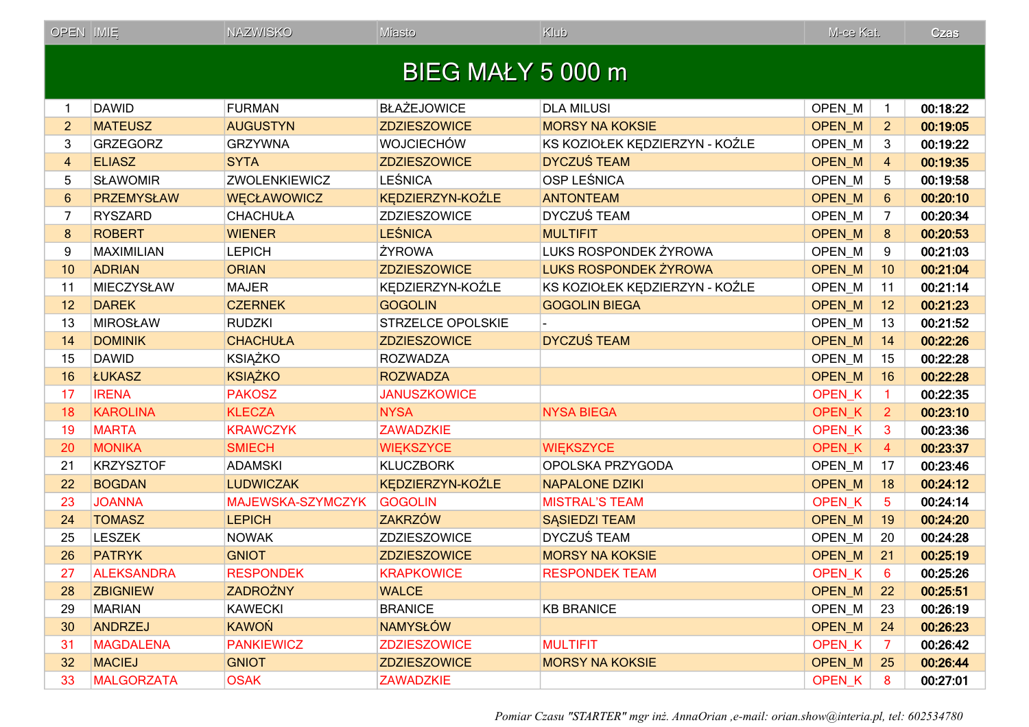| OPEN | IMIĘ | NAZWISKO | Miasto | Klub | M-ce Kat. | | Czas |
|---|---|---|---|---|---|---|---|
| **BIEG MAŁY 5 000 m** | | | | | | | |
| 1 | DAWID | FURMAN | BŁAŻEJOWICE | DLA MILUSI | OPEN_M | 1 | **00:18:22** |
| 2 | MATEUSZ | AUGUSTYN | ZDZIESZOWICE | MORSY NA KOKSIE | OPEN_M | 2 | **00:19:05** |
| 3 | GRZEGORZ | GRZYWNA | WOJCIECHÓW | KS KOZIOŁEK KĘDZIERZYN - KOŹLE | OPEN_M | 3 | **00:19:22** |
| 4 | ELIASZ | SYTA | ZDZIESZOWICE | DYCZUŚ TEAM | OPEN_M | 4 | **00:19:35** |
| 5 | SŁAWOMIR | ZWOLENKIEWICZ | LEŚNICA | OSP LEŚNICA | OPEN_M | 5 | **00:19:58** |
| 6 | PRZEMYSŁAW | WĘCŁAWOWICZ | KĘDZIERZYN-KOŹLE | ANTONTEAM | OPEN_M | 6 | **00:20:10** |
| 7 | RYSZARD | CHACHUŁA | ZDZIESZOWICE | DYCZUŚ TEAM | OPEN_M | 7 | **00:20:34** |
| 8 | ROBERT | WIENER | LEŚNICA | MULTIFIT | OPEN_M | 8 | **00:20:53** |
| 9 | MAXIMILIAN | LEPICH | ŻYROWA | LUKS ROSPONDEK ŻYROWA | OPEN_M | 9 | **00:21:03** |
| 10 | ADRIAN | ORIAN | ZDZIESZOWICE | LUKS ROSPONDEK ŻYROWA | OPEN_M | 10 | **00:21:04** |
| 11 | MIECZYSŁAW | MAJER | KĘDZIERZYN-KOŹLE | KS KOZIOŁEK KĘDZIERZYN - KOŹLE | OPEN_M | 11 | **00:21:14** |
| 12 | DAREK | CZERNEK | GOGOLIN | GOGOLIN BIEGA | OPEN_M | 12 | **00:21:23** |
| 13 | MIROSŁAW | RUDZKI | STRZELCE OPOLSKIE | - | OPEN_M | 13 | **00:21:52** |
| 14 | DOMINIK | CHACHUŁA | ZDZIESZOWICE | DYCZUŚ TEAM | OPEN_M | 14 | **00:22:26** |
| 15 | DAWID | KSIĄŻKO | ROZWADZA | | OPEN_M | 15 | **00:22:28** |
| 16 | ŁUKASZ | KSIĄŻKO | ROZWADZA | | OPEN_M | 16 | **00:22:28** |
| 17 | IRENA | PAKOSZ | JANUSZKOWICE | | OPEN_K | 1 | **00:22:35** |
| 18 | KAROLINA | KLECZA | NYSA | NYSA BIEGA | OPEN_K | 2 | **00:23:10** |
| 19 | MARTA | KRAWCZYK | ZAWADZKIE | | OPEN_K | 3 | **00:23:36** |
| 20 | MONIKA | SMIECH | WIĘKSZYCE | WIĘKSZYCE | OPEN_K | 4 | **00:23:37** |
| 21 | KRZYSZTOF | ADAMSKI | KLUCZBORK | OPOLSKA PRZYGODA | OPEN_M | 17 | **00:23:46** |
| 22 | BOGDAN | LUDWICZAK | KĘDZIERZYN-KOŹLE | NAPALONE DZIKI | OPEN_M | 18 | **00:24:12** |
| 23 | JOANNA | MAJEWSKA-SZYMCZYK | GOGOLIN | MISTRAL'S TEAM | OPEN_K | 5 | **00:24:14** |
| 24 | TOMASZ | LEPICH | ZAKRZÓW | SĄSIEDZI TEAM | OPEN_M | 19 | **00:24:20** |
| 25 | LESZEK | NOWAK | ZDZIESZOWICE | DYCZUŚ TEAM | OPEN_M | 20 | **00:24:28** |
| 26 | PATRYK | GNIOT | ZDZIESZOWICE | MORSY NA KOKSIE | OPEN_M | 21 | **00:25:19** |
| 27 | ALEKSANDRA | RESPONDEK | KRAPKOWICE | RESPONDEK TEAM | OPEN_K | 6 | **00:25:26** |
| 28 | ZBIGNIEW | ZADROŻNY | WALCE | | OPEN_M | 22 | **00:25:51** |
| 29 | MARIAN | KAWECKI | BRANICE | KB BRANICE | OPEN_M | 23 | **00:26:19** |
| 30 | ANDRZEJ | KAWOŃ | NAMYSŁÓW | | OPEN_M | 24 | **00:26:23** |
| 31 | MAGDALENA | PANKIEWICZ | ZDZIESZOWICE | MULTIFIT | OPEN_K | 7 | **00:26:42** |
| 32 | MACIEJ | GNIOT | ZDZIESZOWICE | MORSY NA KOKSIE | OPEN_M | 25 | **00:26:44** |
| 33 | MALGORZATA | OSAK | ZAWADZKIE | | OPEN_K | 8 | **00:27:01** |

*Pomiar Czasu "STARTER" mgr inż. AnnaOrian ,e-mail: orian.show@interia.pl, tel: 602534780*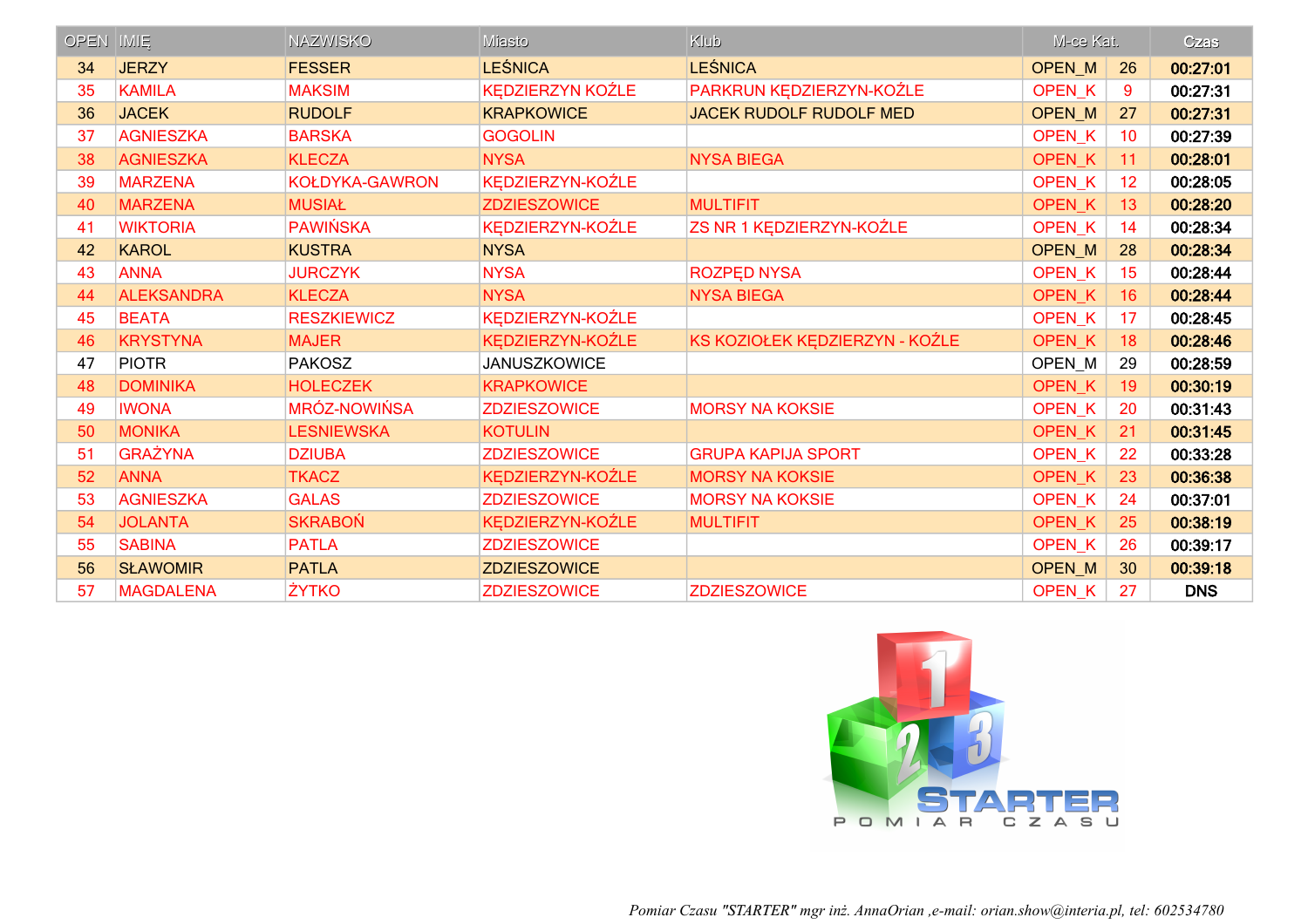| OPEN | IMIĘ | NAZWISKO | Miasto | Klub | M-ce Kat. | | Czas |
|---|---|---|---|---|---|---|---|
| 34 | JERZY | FESSER | LEŚNICA | LEŚNICA | OPEN_M | 26 | 00:27:01 |
| 35 | KAMILA | MAKSIM | KĘDZIERZYN KOŹLE | PARKRUN KĘDZIERZYN-KOŹLE | OPEN_K | 9 | 00:27:31 |
| 36 | JACEK | RUDOLF | KRAPKOWICE | JACEK RUDOLF RUDOLF MED | OPEN_M | 27 | 00:27:31 |
| 37 | AGNIESZKA | BARSKA | GOGOLIN | | OPEN_K | 10 | 00:27:39 |
| 38 | AGNIESZKA | KLECZA | NYSA | NYSA BIEGA | OPEN_K | 11 | 00:28:01 |
| 39 | MARZENA | KOŁDYKA-GAWRON | KĘDZIERZYN-KOŹLE | | OPEN_K | 12 | 00:28:05 |
| 40 | MARZENA | MUSIAŁ | ZDZIESZOWICE | MULTIFIT | OPEN_K | 13 | 00:28:20 |
| 41 | WIKTORIA | PAWIŃSKA | KĘDZIERZYN-KOŹLE | ZS NR 1 KĘDZIERZYN-KOŹLE | OPEN_K | 14 | 00:28:34 |
| 42 | KAROL | KUSTRA | NYSA | | OPEN_M | 28 | 00:28:34 |
| 43 | ANNA | JURCZYK | NYSA | ROZPĘD NYSA | OPEN_K | 15 | 00:28:44 |
| 44 | ALEKSANDRA | KLECZA | NYSA | NYSA BIEGA | OPEN_K | 16 | 00:28:44 |
| 45 | BEATA | RESZKIEWICZ | KĘDZIERZYN-KOŹLE | | OPEN_K | 17 | 00:28:45 |
| 46 | KRYSTYNA | MAJER | KĘDZIERZYN-KOŹLE | KS KOZIOŁEK KĘDZIERZYN - KOŹLE | OPEN_K | 18 | 00:28:46 |
| 47 | PIOTR | PAKOSZ | JANUSZKOWICE | | OPEN_M | 29 | 00:28:59 |
| 48 | DOMINIKA | HOLECZEK | KRAPKOWICE | | OPEN_K | 19 | 00:30:19 |
| 49 | IWONA | MRÓZ-NOWIŃSA | ZDZIESZOWICE | MORSY NA KOKSIE | OPEN_K | 20 | 00:31:43 |
| 50 | MONIKA | LESNIEWSKA | KOTULIN | | OPEN_K | 21 | 00:31:45 |
| 51 | GRAŻYNA | DZIUBA | ZDZIESZOWICE | GRUPA KAPIJA SPORT | OPEN_K | 22 | 00:33:28 |
| 52 | ANNA | TKACZ | KĘDZIERZYN-KOŹLE | MORSY NA KOKSIE | OPEN_K | 23 | 00:36:38 |
| 53 | AGNIESZKA | GALAS | ZDZIESZOWICE | MORSY NA KOKSIE | OPEN_K | 24 | 00:37:01 |
| 54 | JOLANTA | SKRABOŃ | KĘDZIERZYN-KOŹLE | MULTIFIT | OPEN_K | 25 | 00:38:19 |
| 55 | SABINA | PATLA | ZDZIESZOWICE | | OPEN_K | 26 | 00:39:17 |
| 56 | SŁAWOMIR | PATLA | ZDZIESZOWICE | | OPEN_M | 30 | 00:39:18 |
| 57 | MAGDALENA | ŻYTKO | ZDZIESZOWICE | ZDZIESZOWICE | OPEN_K | 27 | DNS |

STARTER
POMIAR CZASU

*Pomiar Czasu "STARTER" mgr inż. AnnaOrian ,e-mail: orian.show@interia.pl, tel: 602534780*